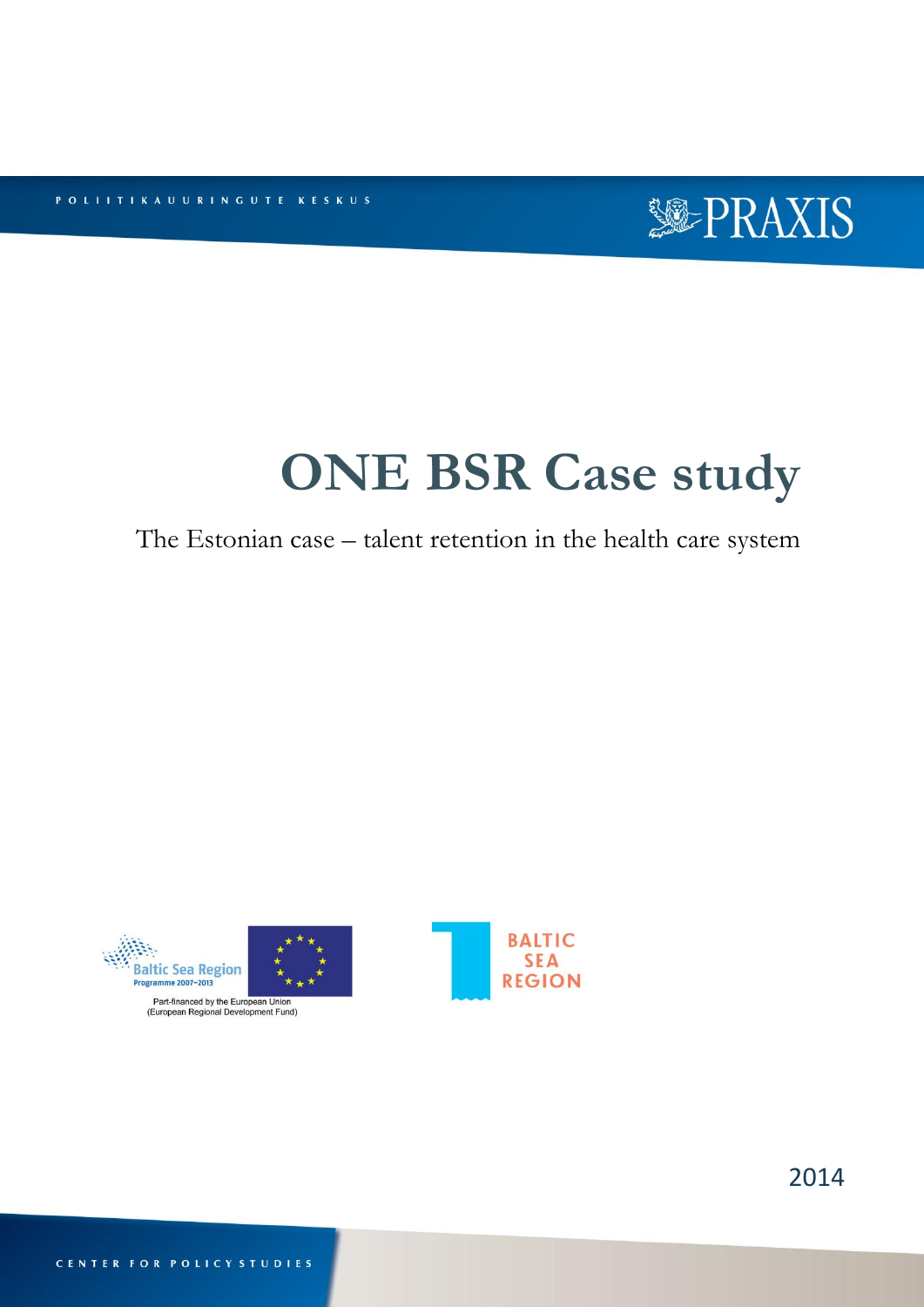POLIITIKAUURINGUTE KESKUS

PRAXIS

# ONE BSR Case study

The Estonian case – talent retention in the health care system

Baltic Sea Region Programme 2007–2013

Part-financed by the European Union (European Regional Development Fund)

BALTIC SEA REGION

2014

CENTER FOR POLICY STUDIES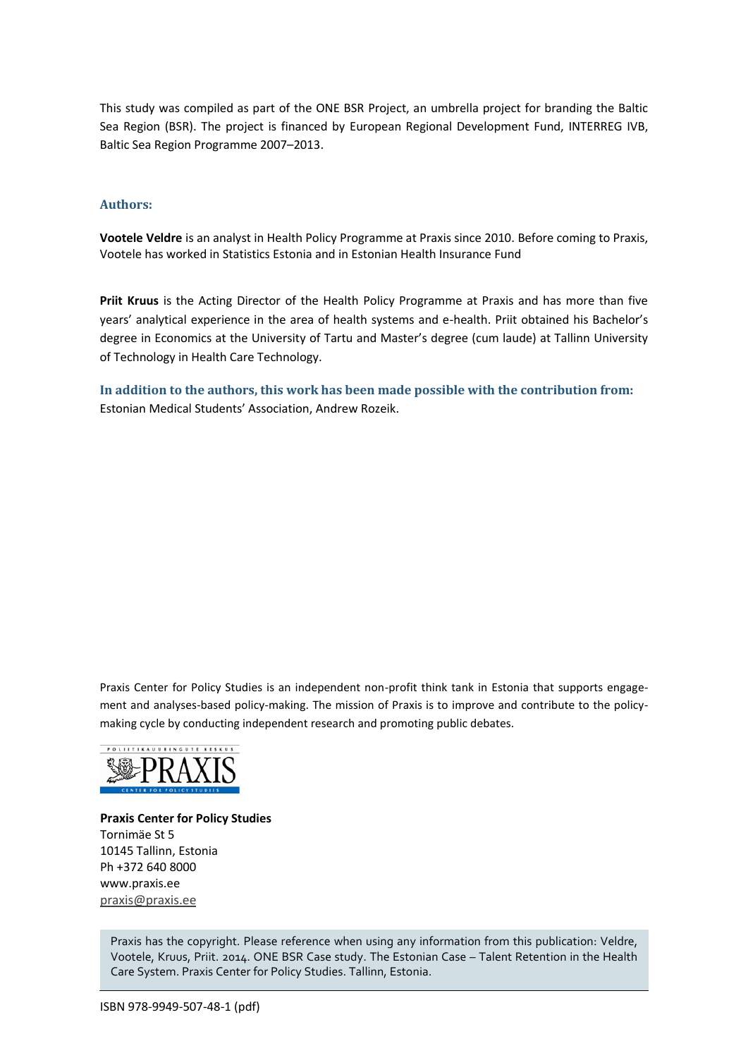This study was compiled as part of the ONE BSR Project, an umbrella project for branding the Baltic Sea Region (BSR). The project is financed by European Regional Development Fund, INTERREG IVB, Baltic Sea Region Programme 2007–2013.

### Authors:

**Vootele Veldre** is an analyst in Health Policy Programme at Praxis since 2010. Before coming to Praxis, Vootele has worked in Statistics Estonia and in Estonian Health Insurance Fund

**Priit Kruus** is the Acting Director of the Health Policy Programme at Praxis and has more than five years' analytical experience in the area of health systems and e-health. Priit obtained his Bachelor's degree in Economics at the University of Tartu and Master's degree (cum laude) at Tallinn University of Technology in Health Care Technology.

### In addition to the authors, this work has been made possible with the contribution from:

Estonian Medical Students' Association, Andrew Rozeik.

Praxis Center for Policy Studies is an independent non-profit think tank in Estonia that supports engagement and analyses-based policy-making. The mission of Praxis is to improve and contribute to the policy-making cycle by conducting independent research and promoting public debates.

POLIITIKAUURINGUTE KESKUS PRAXIS CENTER FOR POLICY STUDIES

**Praxis Center for Policy Studies**
Tornimäe St 5
10145 Tallinn, Estonia
Ph +372 640 8000
www.praxis.ee
praxis@praxis.ee

Praxis has the copyright. Please reference when using any information from this publication: Veldre, Vootele, Kruus, Priit. 2014. ONE BSR Case study. The Estonian Case – Talent Retention in the Health Care System. Praxis Center for Policy Studies. Tallinn, Estonia.

ISBN 978-9949-507-48-1 (pdf)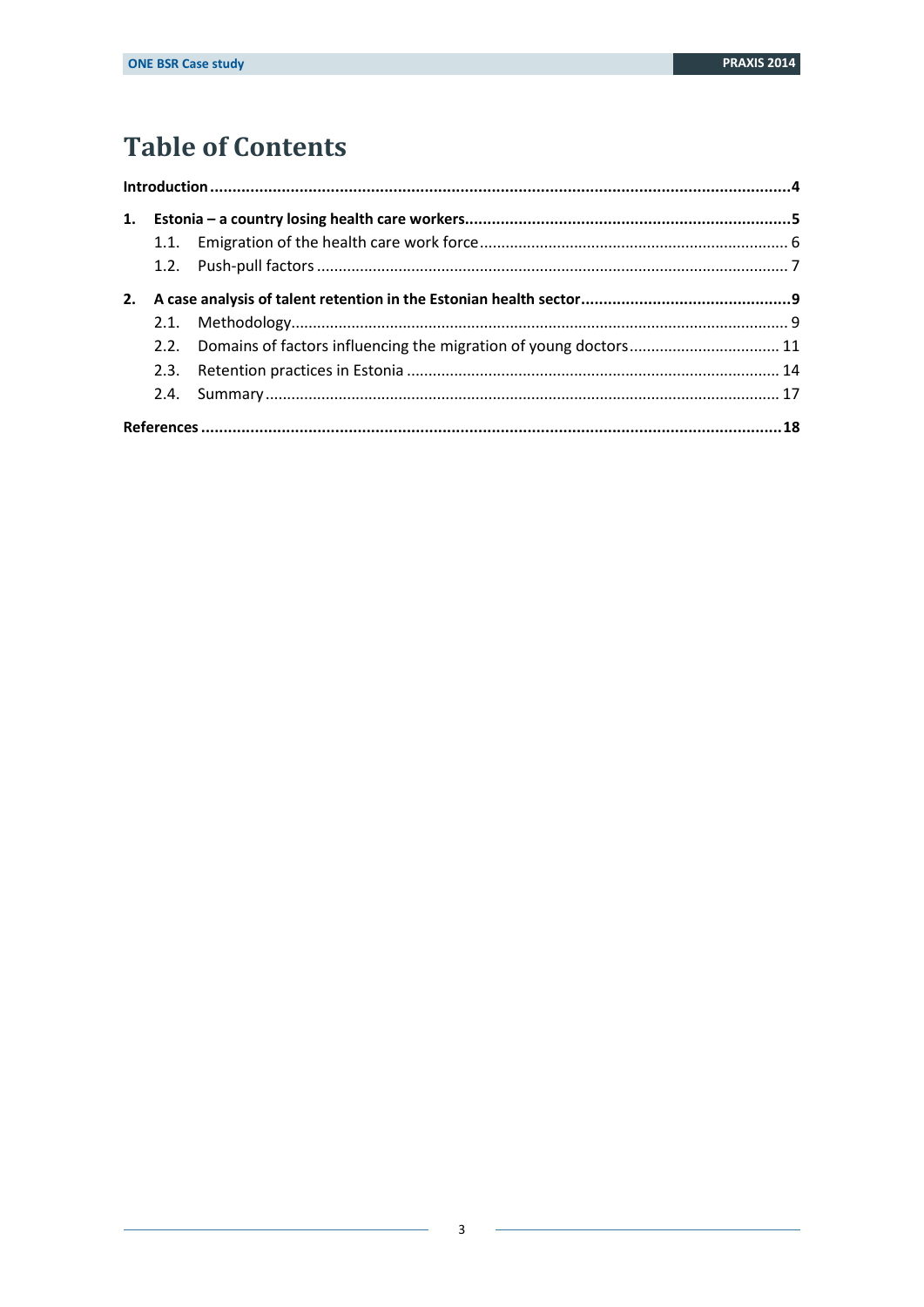# Table of Contents

**Introduction** ..... **4**

**1. Estonia – a country losing health care workers** ..... **5**

- 1.1. Emigration of the health care work force ..... 6
- 1.2. Push-pull factors ..... 7

**2. A case analysis of talent retention in the Estonian health sector** ..... **9**

- 2.1. Methodology ..... 9
- 2.2. Domains of factors influencing the migration of young doctors ..... 11
- 2.3. Retention practices in Estonia ..... 14
- 2.4. Summary ..... 17

**References** ..... **18**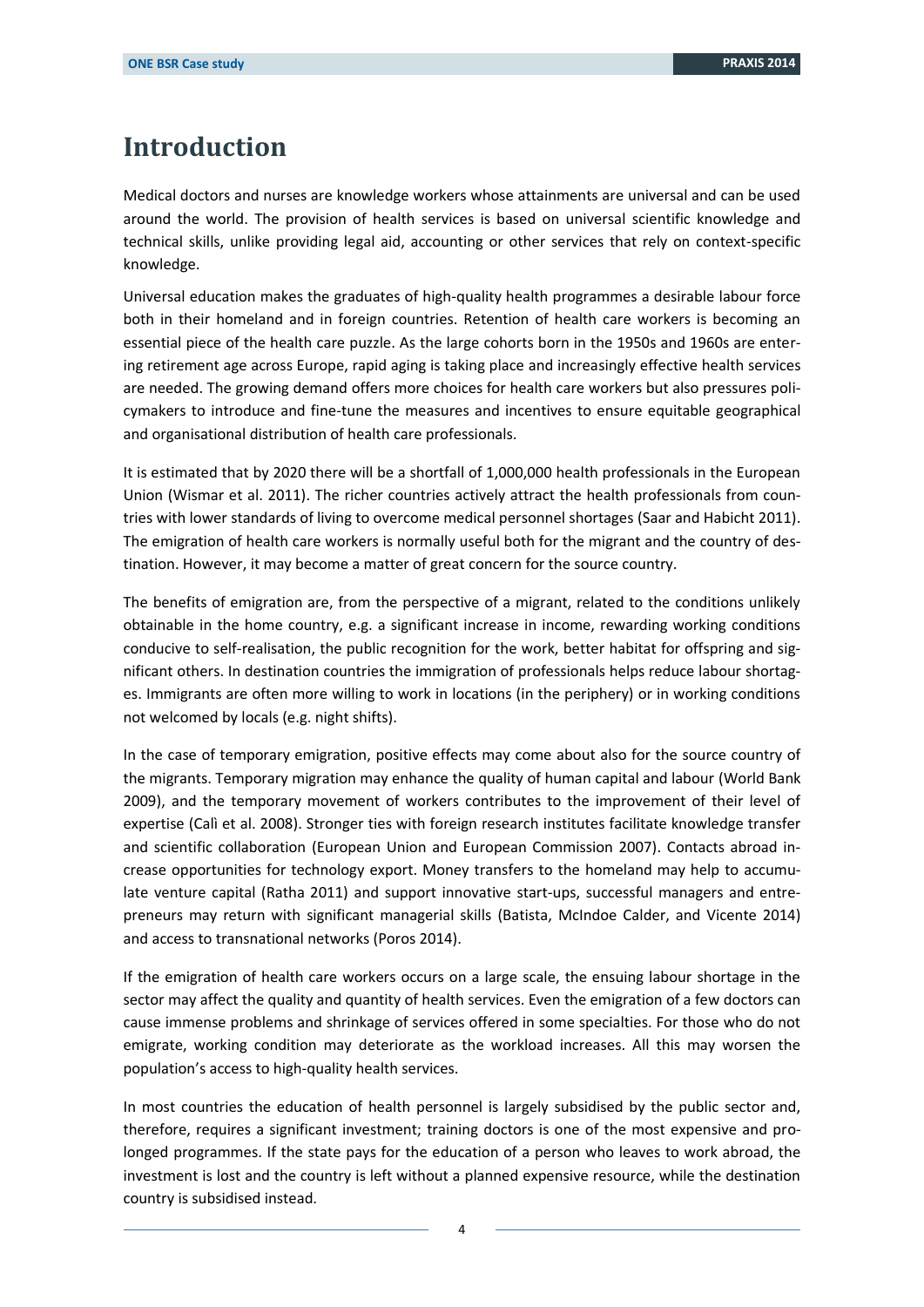# Introduction

Medical doctors and nurses are knowledge workers whose attainments are universal and can be used around the world. The provision of health services is based on universal scientific knowledge and technical skills, unlike providing legal aid, accounting or other services that rely on context-specific knowledge.

Universal education makes the graduates of high-quality health programmes a desirable labour force both in their homeland and in foreign countries. Retention of health care workers is becoming an essential piece of the health care puzzle. As the large cohorts born in the 1950s and 1960s are entering retirement age across Europe, rapid aging is taking place and increasingly effective health services are needed. The growing demand offers more choices for health care workers but also pressures policymakers to introduce and fine-tune the measures and incentives to ensure equitable geographical and organisational distribution of health care professionals.

It is estimated that by 2020 there will be a shortfall of 1,000,000 health professionals in the European Union (Wismar et al. 2011). The richer countries actively attract the health professionals from countries with lower standards of living to overcome medical personnel shortages (Saar and Habicht 2011). The emigration of health care workers is normally useful both for the migrant and the country of destination. However, it may become a matter of great concern for the source country.

The benefits of emigration are, from the perspective of a migrant, related to the conditions unlikely obtainable in the home country, e.g. a significant increase in income, rewarding working conditions conducive to self-realisation, the public recognition for the work, better habitat for offspring and significant others. In destination countries the immigration of professionals helps reduce labour shortages. Immigrants are often more willing to work in locations (in the periphery) or in working conditions not welcomed by locals (e.g. night shifts).

In the case of temporary emigration, positive effects may come about also for the source country of the migrants. Temporary migration may enhance the quality of human capital and labour (World Bank 2009), and the temporary movement of workers contributes to the improvement of their level of expertise (Calì et al. 2008). Stronger ties with foreign research institutes facilitate knowledge transfer and scientific collaboration (European Union and European Commission 2007). Contacts abroad increase opportunities for technology export. Money transfers to the homeland may help to accumulate venture capital (Ratha 2011) and support innovative start-ups, successful managers and entrepreneurs may return with significant managerial skills (Batista, McIndoe Calder, and Vicente 2014) and access to transnational networks (Poros 2014).

If the emigration of health care workers occurs on a large scale, the ensuing labour shortage in the sector may affect the quality and quantity of health services. Even the emigration of a few doctors can cause immense problems and shrinkage of services offered in some specialties. For those who do not emigrate, working condition may deteriorate as the workload increases. All this may worsen the population's access to high-quality health services.

In most countries the education of health personnel is largely subsidised by the public sector and, therefore, requires a significant investment; training doctors is one of the most expensive and prolonged programmes. If the state pays for the education of a person who leaves to work abroad, the investment is lost and the country is left without a planned expensive resource, while the destination country is subsidised instead.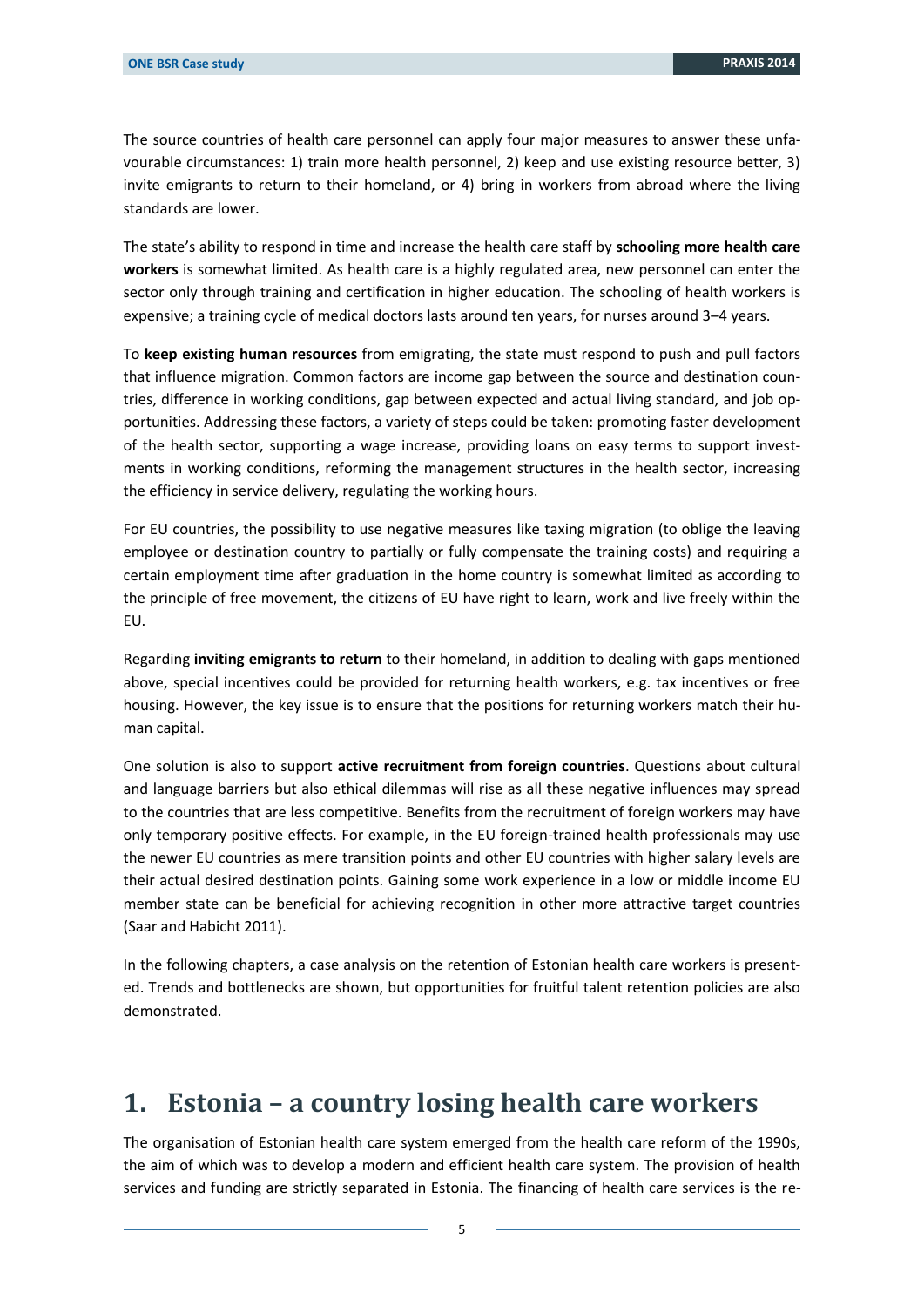The source countries of health care personnel can apply four major measures to answer these unfavourable circumstances: 1) train more health personnel, 2) keep and use existing resource better, 3) invite emigrants to return to their homeland, or 4) bring in workers from abroad where the living standards are lower.

The state's ability to respond in time and increase the health care staff by **schooling more health care workers** is somewhat limited. As health care is a highly regulated area, new personnel can enter the sector only through training and certification in higher education. The schooling of health workers is expensive; a training cycle of medical doctors lasts around ten years, for nurses around 3–4 years.

To **keep existing human resources** from emigrating, the state must respond to push and pull factors that influence migration. Common factors are income gap between the source and destination countries, difference in working conditions, gap between expected and actual living standard, and job opportunities. Addressing these factors, a variety of steps could be taken: promoting faster development of the health sector, supporting a wage increase, providing loans on easy terms to support investments in working conditions, reforming the management structures in the health sector, increasing the efficiency in service delivery, regulating the working hours.

For EU countries, the possibility to use negative measures like taxing migration (to oblige the leaving employee or destination country to partially or fully compensate the training costs) and requiring a certain employment time after graduation in the home country is somewhat limited as according to the principle of free movement, the citizens of EU have right to learn, work and live freely within the EU.

Regarding **inviting emigrants to return** to their homeland, in addition to dealing with gaps mentioned above, special incentives could be provided for returning health workers, e.g. tax incentives or free housing. However, the key issue is to ensure that the positions for returning workers match their human capital.

One solution is also to support **active recruitment from foreign countries**. Questions about cultural and language barriers but also ethical dilemmas will rise as all these negative influences may spread to the countries that are less competitive. Benefits from the recruitment of foreign workers may have only temporary positive effects. For example, in the EU foreign-trained health professionals may use the newer EU countries as mere transition points and other EU countries with higher salary levels are their actual desired destination points. Gaining some work experience in a low or middle income EU member state can be beneficial for achieving recognition in other more attractive target countries (Saar and Habicht 2011).

In the following chapters, a case analysis on the retention of Estonian health care workers is presented. Trends and bottlenecks are shown, but opportunities for fruitful talent retention policies are also demonstrated.

# 1. Estonia – a country losing health care workers

The organisation of Estonian health care system emerged from the health care reform of the 1990s, the aim of which was to develop a modern and efficient health care system. The provision of health services and funding are strictly separated in Estonia. The financing of health care services is the re-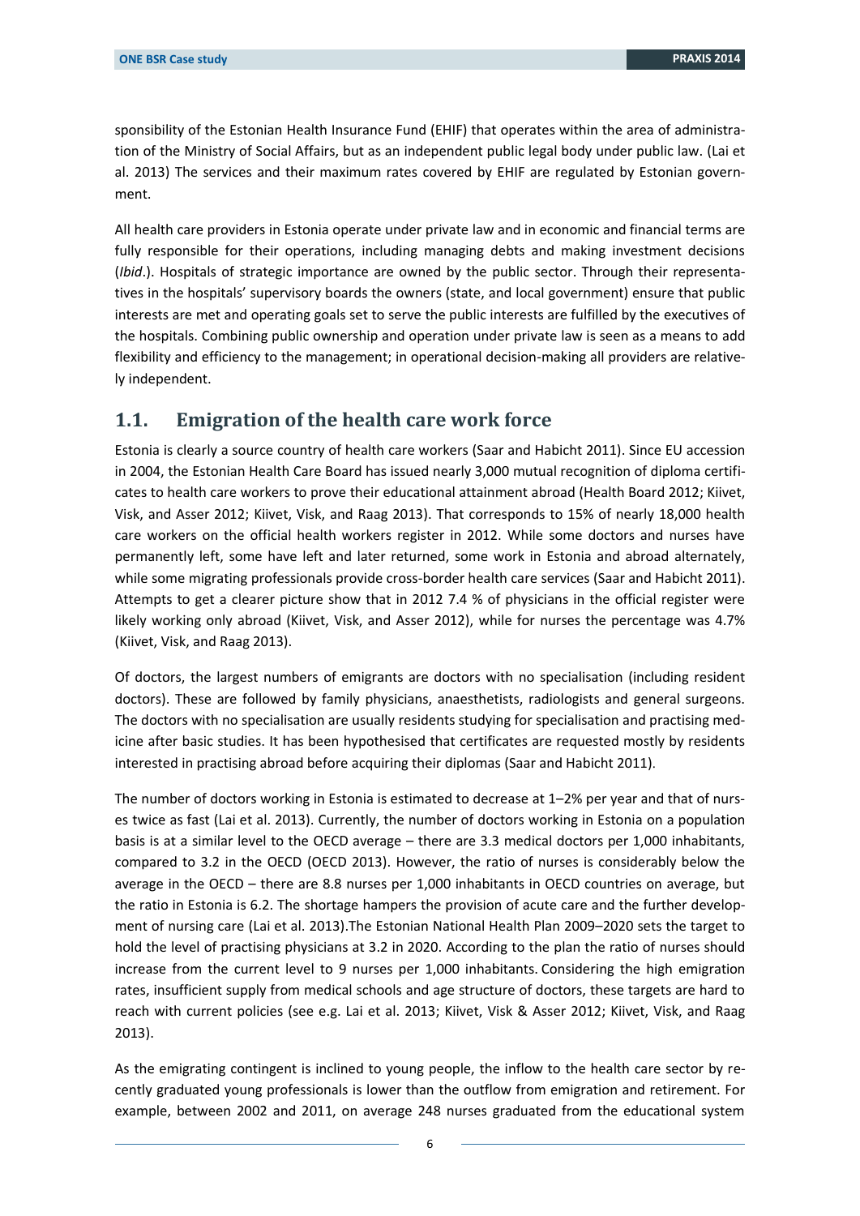sponsibility of the Estonian Health Insurance Fund (EHIF) that operates within the area of administration of the Ministry of Social Affairs, but as an independent public legal body under public law. (Lai et al. 2013) The services and their maximum rates covered by EHIF are regulated by Estonian government.

All health care providers in Estonia operate under private law and in economic and financial terms are fully responsible for their operations, including managing debts and making investment decisions (*Ibid*.). Hospitals of strategic importance are owned by the public sector. Through their representatives in the hospitals' supervisory boards the owners (state, and local government) ensure that public interests are met and operating goals set to serve the public interests are fulfilled by the executives of the hospitals. Combining public ownership and operation under private law is seen as a means to add flexibility and efficiency to the management; in operational decision-making all providers are relatively independent.

## 1.1. Emigration of the health care work force

Estonia is clearly a source country of health care workers (Saar and Habicht 2011). Since EU accession in 2004, the Estonian Health Care Board has issued nearly 3,000 mutual recognition of diploma certificates to health care workers to prove their educational attainment abroad (Health Board 2012; Kiivet, Visk, and Asser 2012; Kiivet, Visk, and Raag 2013). That corresponds to 15% of nearly 18,000 health care workers on the official health workers register in 2012. While some doctors and nurses have permanently left, some have left and later returned, some work in Estonia and abroad alternately, while some migrating professionals provide cross-border health care services (Saar and Habicht 2011). Attempts to get a clearer picture show that in 2012 7.4 % of physicians in the official register were likely working only abroad (Kiivet, Visk, and Asser 2012), while for nurses the percentage was 4.7% (Kiivet, Visk, and Raag 2013).

Of doctors, the largest numbers of emigrants are doctors with no specialisation (including resident doctors). These are followed by family physicians, anaesthetists, radiologists and general surgeons. The doctors with no specialisation are usually residents studying for specialisation and practising medicine after basic studies. It has been hypothesised that certificates are requested mostly by residents interested in practising abroad before acquiring their diplomas (Saar and Habicht 2011).

The number of doctors working in Estonia is estimated to decrease at 1–2% per year and that of nurses twice as fast (Lai et al. 2013). Currently, the number of doctors working in Estonia on a population basis is at a similar level to the OECD average – there are 3.3 medical doctors per 1,000 inhabitants, compared to 3.2 in the OECD (OECD 2013). However, the ratio of nurses is considerably below the average in the OECD – there are 8.8 nurses per 1,000 inhabitants in OECD countries on average, but the ratio in Estonia is 6.2. The shortage hampers the provision of acute care and the further development of nursing care (Lai et al. 2013).The Estonian National Health Plan 2009–2020 sets the target to hold the level of practising physicians at 3.2 in 2020. According to the plan the ratio of nurses should increase from the current level to 9 nurses per 1,000 inhabitants. Considering the high emigration rates, insufficient supply from medical schools and age structure of doctors, these targets are hard to reach with current policies (see e.g. Lai et al. 2013; Kiivet, Visk & Asser 2012; Kiivet, Visk, and Raag 2013).

As the emigrating contingent is inclined to young people, the inflow to the health care sector by recently graduated young professionals is lower than the outflow from emigration and retirement. For example, between 2002 and 2011, on average 248 nurses graduated from the educational system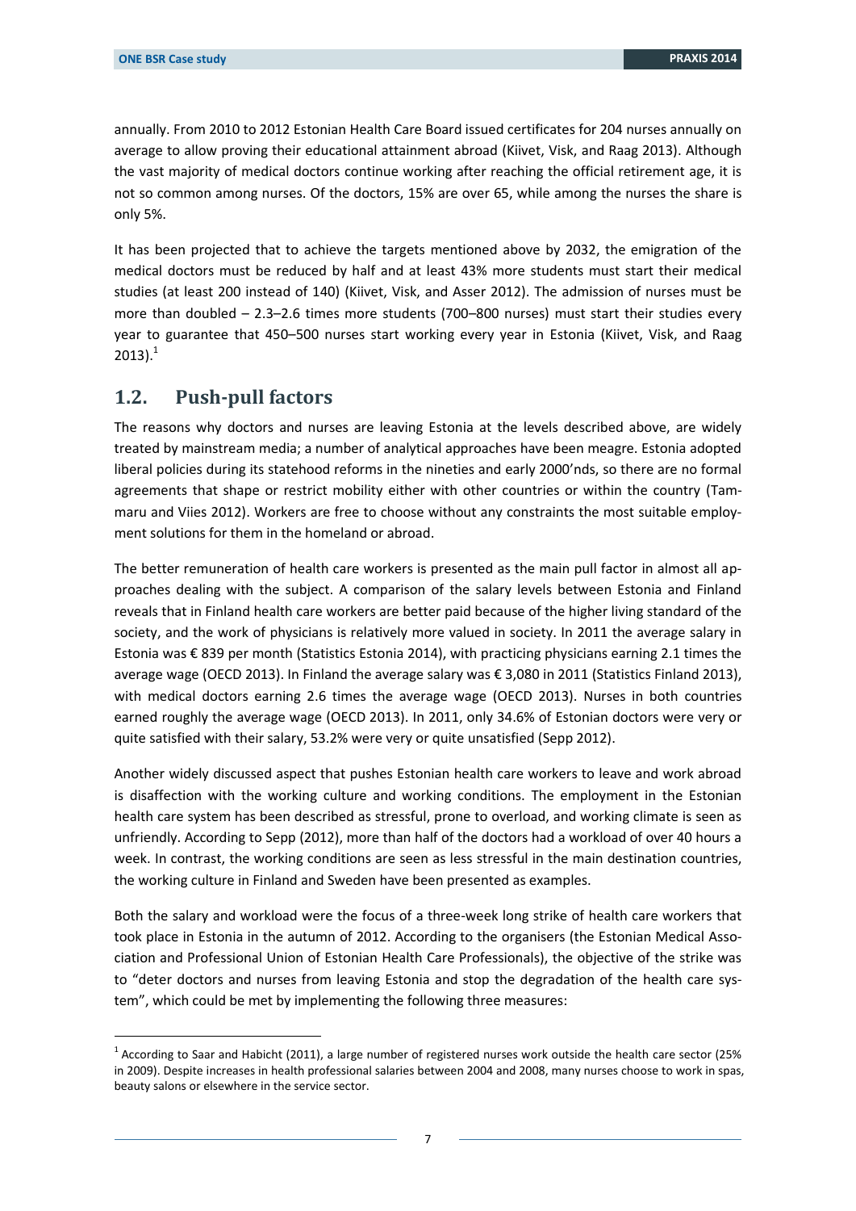annually. From 2010 to 2012 Estonian Health Care Board issued certificates for 204 nurses annually on average to allow proving their educational attainment abroad (Kiivet, Visk, and Raag 2013). Although the vast majority of medical doctors continue working after reaching the official retirement age, it is not so common among nurses. Of the doctors, 15% are over 65, while among the nurses the share is only 5%.

It has been projected that to achieve the targets mentioned above by 2032, the emigration of the medical doctors must be reduced by half and at least 43% more students must start their medical studies (at least 200 instead of 140) (Kiivet, Visk, and Asser 2012). The admission of nurses must be more than doubled – 2.3–2.6 times more students (700–800 nurses) must start their studies every year to guarantee that 450–500 nurses start working every year in Estonia (Kiivet, Visk, and Raag 2013).[1]

## 1.2. Push-pull factors

The reasons why doctors and nurses are leaving Estonia at the levels described above, are widely treated by mainstream media; a number of analytical approaches have been meagre. Estonia adopted liberal policies during its statehood reforms in the nineties and early 2000'nds, so there are no formal agreements that shape or restrict mobility either with other countries or within the country (Tammaru and Viies 2012). Workers are free to choose without any constraints the most suitable employment solutions for them in the homeland or abroad.

The better remuneration of health care workers is presented as the main pull factor in almost all approaches dealing with the subject. A comparison of the salary levels between Estonia and Finland reveals that in Finland health care workers are better paid because of the higher living standard of the society, and the work of physicians is relatively more valued in society. In 2011 the average salary in Estonia was € 839 per month (Statistics Estonia 2014), with practicing physicians earning 2.1 times the average wage (OECD 2013). In Finland the average salary was € 3,080 in 2011 (Statistics Finland 2013), with medical doctors earning 2.6 times the average wage (OECD 2013). Nurses in both countries earned roughly the average wage (OECD 2013). In 2011, only 34.6% of Estonian doctors were very or quite satisfied with their salary, 53.2% were very or quite unsatisfied (Sepp 2012).

Another widely discussed aspect that pushes Estonian health care workers to leave and work abroad is disaffection with the working culture and working conditions. The employment in the Estonian health care system has been described as stressful, prone to overload, and working climate is seen as unfriendly. According to Sepp (2012), more than half of the doctors had a workload of over 40 hours a week. In contrast, the working conditions are seen as less stressful in the main destination countries, the working culture in Finland and Sweden have been presented as examples.

Both the salary and workload were the focus of a three-week long strike of health care workers that took place in Estonia in the autumn of 2012. According to the organisers (the Estonian Medical Association and Professional Union of Estonian Health Care Professionals), the objective of the strike was to "deter doctors and nurses from leaving Estonia and stop the degradation of the health care system", which could be met by implementing the following three measures:

[1] According to Saar and Habicht (2011), a large number of registered nurses work outside the health care sector (25% in 2009). Despite increases in health professional salaries between 2004 and 2008, many nurses choose to work in spas, beauty salons or elsewhere in the service sector.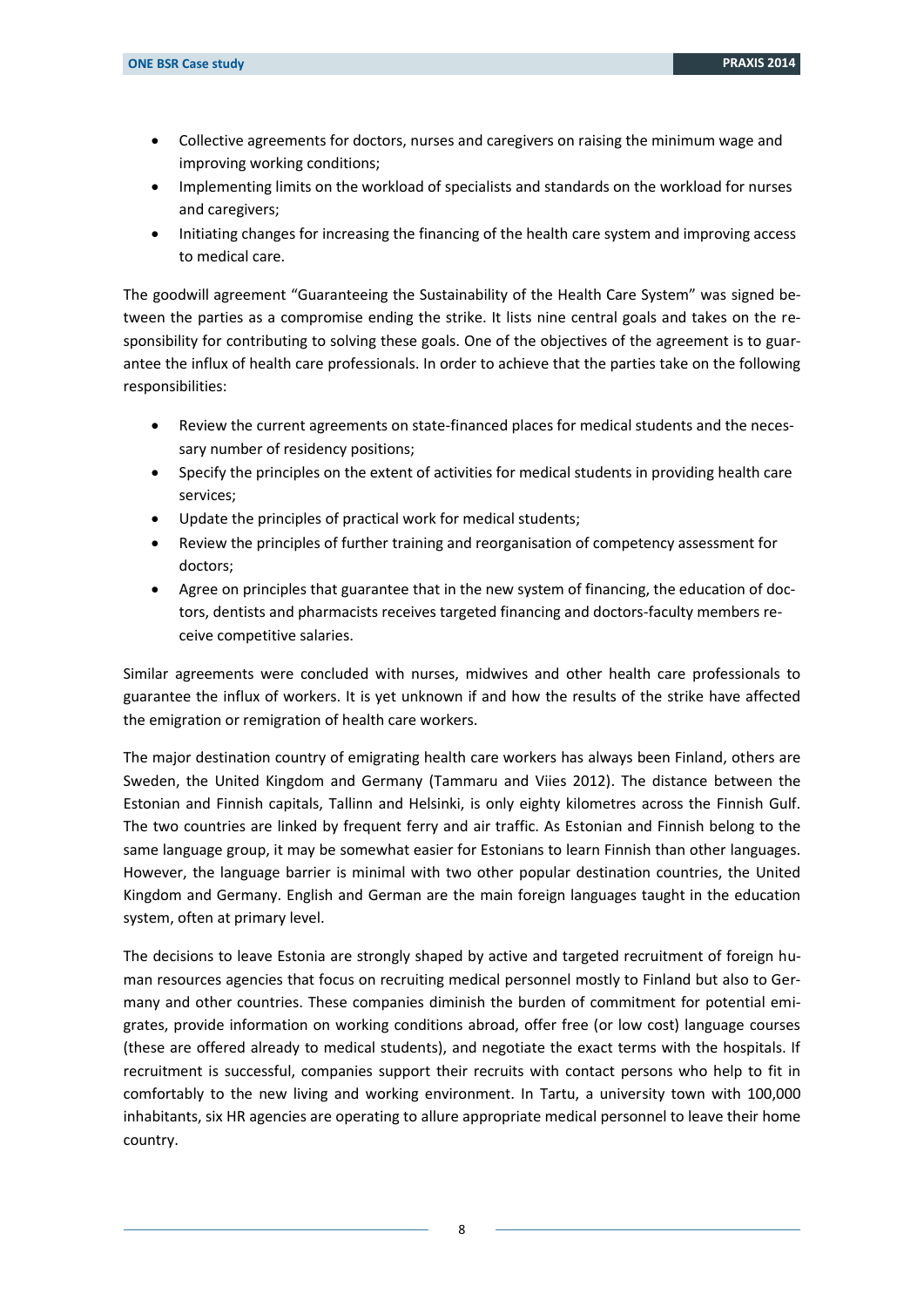- Collective agreements for doctors, nurses and caregivers on raising the minimum wage and improving working conditions;
- Implementing limits on the workload of specialists and standards on the workload for nurses and caregivers;
- Initiating changes for increasing the financing of the health care system and improving access to medical care.

The goodwill agreement "Guaranteeing the Sustainability of the Health Care System" was signed between the parties as a compromise ending the strike. It lists nine central goals and takes on the responsibility for contributing to solving these goals. One of the objectives of the agreement is to guarantee the influx of health care professionals. In order to achieve that the parties take on the following responsibilities:

- Review the current agreements on state-financed places for medical students and the necessary number of residency positions;
- Specify the principles on the extent of activities for medical students in providing health care services;
- Update the principles of practical work for medical students;
- Review the principles of further training and reorganisation of competency assessment for doctors;
- Agree on principles that guarantee that in the new system of financing, the education of doctors, dentists and pharmacists receives targeted financing and doctors-faculty members receive competitive salaries.

Similar agreements were concluded with nurses, midwives and other health care professionals to guarantee the influx of workers. It is yet unknown if and how the results of the strike have affected the emigration or remigration of health care workers.

The major destination country of emigrating health care workers has always been Finland, others are Sweden, the United Kingdom and Germany (Tammaru and Viies 2012). The distance between the Estonian and Finnish capitals, Tallinn and Helsinki, is only eighty kilometres across the Finnish Gulf. The two countries are linked by frequent ferry and air traffic. As Estonian and Finnish belong to the same language group, it may be somewhat easier for Estonians to learn Finnish than other languages. However, the language barrier is minimal with two other popular destination countries, the United Kingdom and Germany. English and German are the main foreign languages taught in the education system, often at primary level.

The decisions to leave Estonia are strongly shaped by active and targeted recruitment of foreign human resources agencies that focus on recruiting medical personnel mostly to Finland but also to Germany and other countries. These companies diminish the burden of commitment for potential emigrates, provide information on working conditions abroad, offer free (or low cost) language courses (these are offered already to medical students), and negotiate the exact terms with the hospitals. If recruitment is successful, companies support their recruits with contact persons who help to fit in comfortably to the new living and working environment. In Tartu, a university town with 100,000 inhabitants, six HR agencies are operating to allure appropriate medical personnel to leave their home country.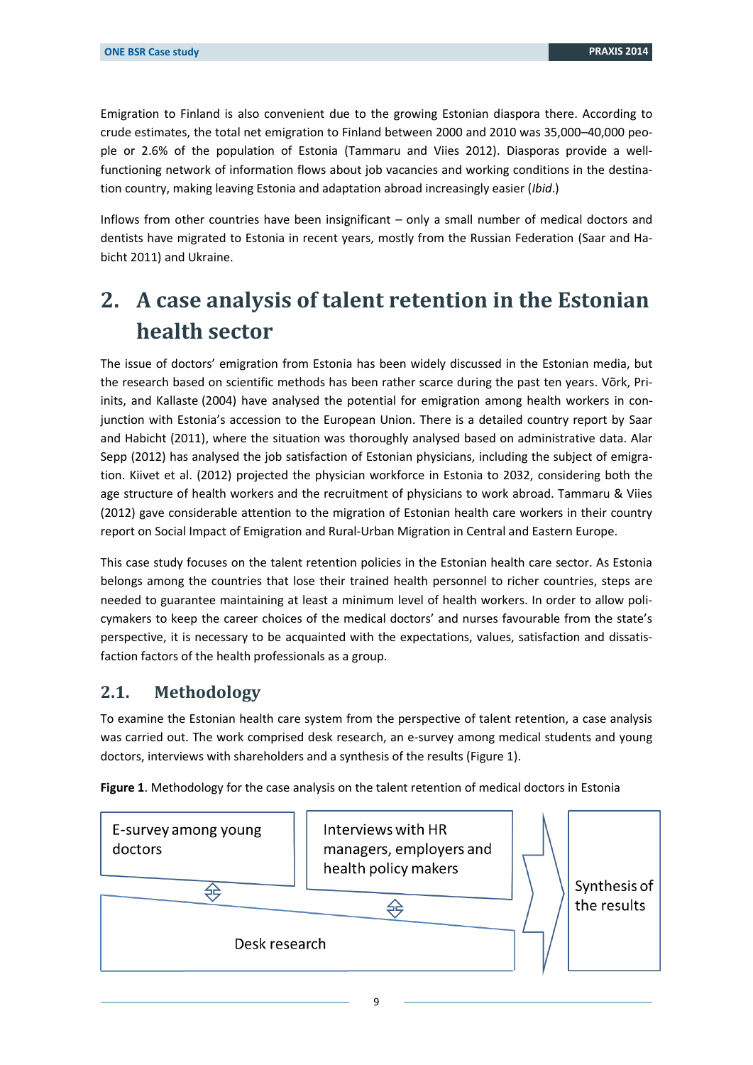Emigration to Finland is also convenient due to the growing Estonian diaspora there. According to crude estimates, the total net emigration to Finland between 2000 and 2010 was 35,000–40,000 people or 2.6% of the population of Estonia (Tammaru and Viies 2012). Diasporas provide a well-functioning network of information flows about job vacancies and working conditions in the destination country, making leaving Estonia and adaptation abroad increasingly easier (*Ibid*.)

Inflows from other countries have been insignificant – only a small number of medical doctors and dentists have migrated to Estonia in recent years, mostly from the Russian Federation (Saar and Habicht 2011) and Ukraine.

# 2. A case analysis of talent retention in the Estonian health sector

The issue of doctors' emigration from Estonia has been widely discussed in the Estonian media, but the research based on scientific methods has been rather scarce during the past ten years. Võrk, Priinits, and Kallaste (2004) have analysed the potential for emigration among health workers in conjunction with Estonia's accession to the European Union. There is a detailed country report by Saar and Habicht (2011), where the situation was thoroughly analysed based on administrative data. Alar Sepp (2012) has analysed the job satisfaction of Estonian physicians, including the subject of emigration. Kiivet et al. (2012) projected the physician workforce in Estonia to 2032, considering both the age structure of health workers and the recruitment of physicians to work abroad. Tammaru & Viies (2012) gave considerable attention to the migration of Estonian health care workers in their country report on Social Impact of Emigration and Rural-Urban Migration in Central and Eastern Europe.

This case study focuses on the talent retention policies in the Estonian health care sector. As Estonia belongs among the countries that lose their trained health personnel to richer countries, steps are needed to guarantee maintaining at least a minimum level of health workers. In order to allow policymakers to keep the career choices of the medical doctors' and nurses favourable from the state's perspective, it is necessary to be acquainted with the expectations, values, satisfaction and dissatisfaction factors of the health professionals as a group.

## 2.1. Methodology

To examine the Estonian health care system from the perspective of talent retention, a case analysis was carried out. The work comprised desk research, an e-survey among medical students and young doctors, interviews with shareholders and a synthesis of the results (Figure 1).

**Figure 1**. Methodology for the case analysis on the talent retention of medical doctors in Estonia

E-survey among young doctors

Interviews with HR managers, employers and health policy makers

Desk research

Synthesis of the results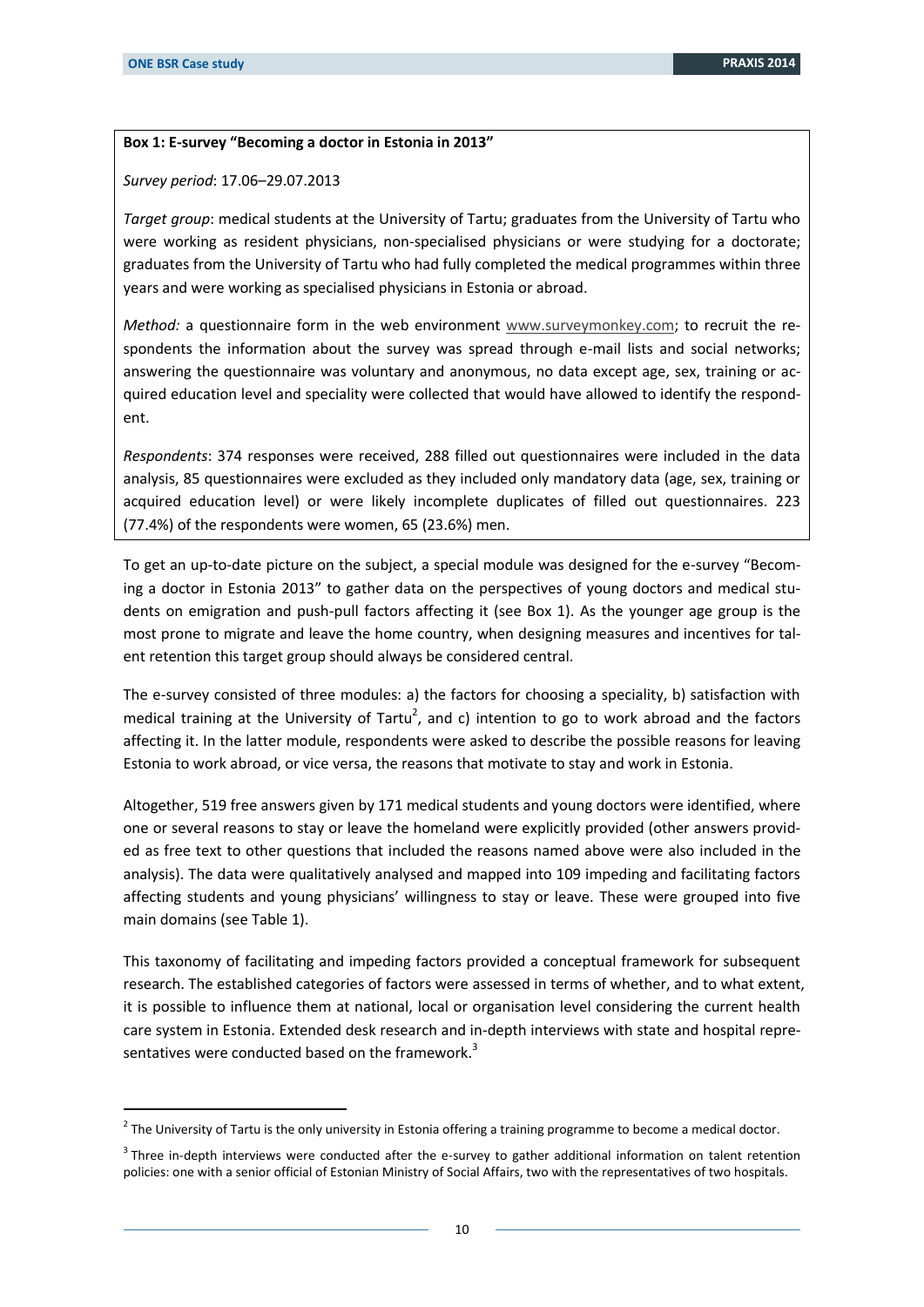**Box 1: E-survey "Becoming a doctor in Estonia in 2013"**

*Survey period*: 17.06–29.07.2013

*Target group*: medical students at the University of Tartu; graduates from the University of Tartu who were working as resident physicians, non-specialised physicians or were studying for a doctorate; graduates from the University of Tartu who had fully completed the medical programmes within three years and were working as specialised physicians in Estonia or abroad.

*Method:* a questionnaire form in the web environment www.surveymonkey.com; to recruit the respondents the information about the survey was spread through e-mail lists and social networks; answering the questionnaire was voluntary and anonymous, no data except age, sex, training or acquired education level and speciality were collected that would have allowed to identify the respondent.

*Respondents*: 374 responses were received, 288 filled out questionnaires were included in the data analysis, 85 questionnaires were excluded as they included only mandatory data (age, sex, training or acquired education level) or were likely incomplete duplicates of filled out questionnaires. 223 (77.4%) of the respondents were women, 65 (23.6%) men.

To get an up-to-date picture on the subject, a special module was designed for the e-survey "Becoming a doctor in Estonia 2013" to gather data on the perspectives of young doctors and medical students on emigration and push-pull factors affecting it (see Box 1). As the younger age group is the most prone to migrate and leave the home country, when designing measures and incentives for talent retention this target group should always be considered central.

The e-survey consisted of three modules: a) the factors for choosing a speciality, b) satisfaction with medical training at the University of Tartu[2], and c) intention to go to work abroad and the factors affecting it. In the latter module, respondents were asked to describe the possible reasons for leaving Estonia to work abroad, or vice versa, the reasons that motivate to stay and work in Estonia.

Altogether, 519 free answers given by 171 medical students and young doctors were identified, where one or several reasons to stay or leave the homeland were explicitly provided (other answers provided as free text to other questions that included the reasons named above were also included in the analysis). The data were qualitatively analysed and mapped into 109 impeding and facilitating factors affecting students and young physicians' willingness to stay or leave. These were grouped into five main domains (see Table 1).

This taxonomy of facilitating and impeding factors provided a conceptual framework for subsequent research. The established categories of factors were assessed in terms of whether, and to what extent, it is possible to influence them at national, local or organisation level considering the current health care system in Estonia. Extended desk research and in-depth interviews with state and hospital representatives were conducted based on the framework.[3]

[2] The University of Tartu is the only university in Estonia offering a training programme to become a medical doctor.

[3] Three in-depth interviews were conducted after the e-survey to gather additional information on talent retention policies: one with a senior official of Estonian Ministry of Social Affairs, two with the representatives of two hospitals.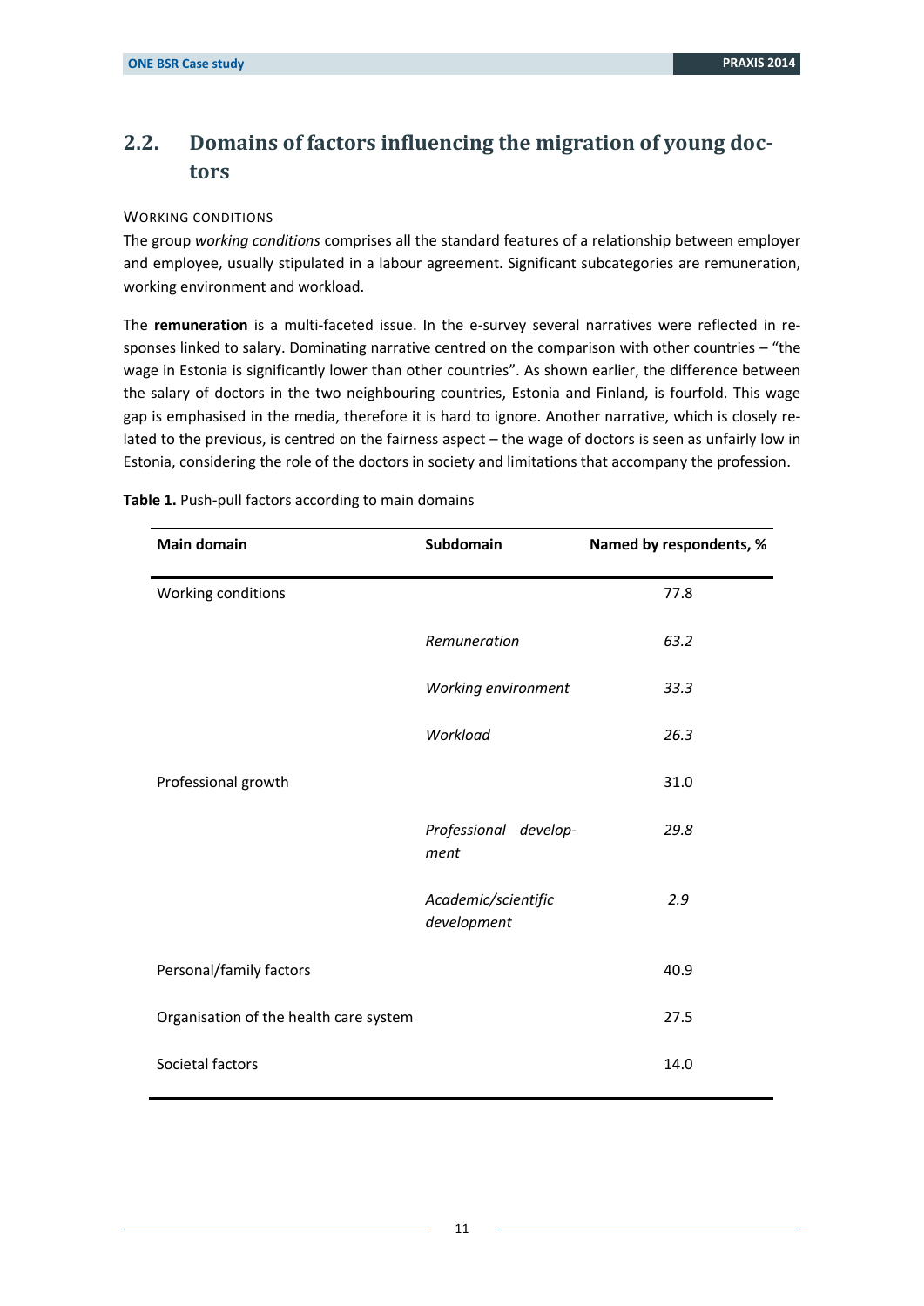## 2.2. Domains of factors influencing the migration of young doctors

WORKING CONDITIONS

The group *working conditions* comprises all the standard features of a relationship between employer and employee, usually stipulated in a labour agreement. Significant subcategories are remuneration, working environment and workload.

The **remuneration** is a multi-faceted issue. In the e-survey several narratives were reflected in responses linked to salary. Dominating narrative centred on the comparison with other countries – "the wage in Estonia is significantly lower than other countries". As shown earlier, the difference between the salary of doctors in the two neighbouring countries, Estonia and Finland, is fourfold. This wage gap is emphasised in the media, therefore it is hard to ignore. Another narrative, which is closely related to the previous, is centred on the fairness aspect – the wage of doctors is seen as unfairly low in Estonia, considering the role of the doctors in society and limitations that accompany the profession.

**Table 1.** Push-pull factors according to main domains

| Main domain | Subdomain | Named by respondents, % |
|---|---|---|
| Working conditions | | 77.8 |
| | *Remuneration* | *63.2* |
| | *Working environment* | *33.3* |
| | *Workload* | *26.3* |
| Professional growth | | 31.0 |
| | *Professional development* | *29.8* |
| | *Academic/scientific development* | *2.9* |
| Personal/family factors | | 40.9 |
| Organisation of the health care system | | 27.5 |
| Societal factors | | 14.0 |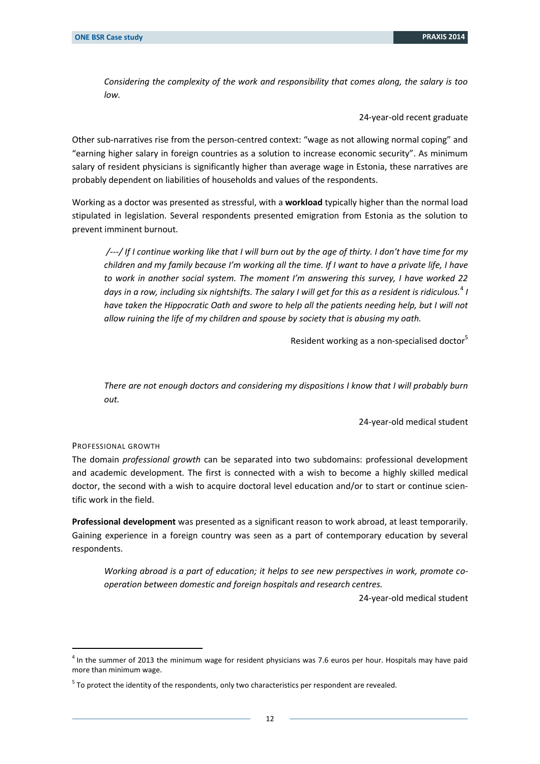*Considering the complexity of the work and responsibility that comes along, the salary is too low.*

24-year-old recent graduate

Other sub-narratives rise from the person-centred context: "wage as not allowing normal coping" and "earning higher salary in foreign countries as a solution to increase economic security". As minimum salary of resident physicians is significantly higher than average wage in Estonia, these narratives are probably dependent on liabilities of households and values of the respondents.

Working as a doctor was presented as stressful, with a **workload** typically higher than the normal load stipulated in legislation. Several respondents presented emigration from Estonia as the solution to prevent imminent burnout.

*/---/ If I continue working like that I will burn out by the age of thirty. I don't have time for my children and my family because I'm working all the time. If I want to have a private life, I have to work in another social system. The moment I'm answering this survey, I have worked 22 days in a row, including six nightshifts. The salary I will get for this as a resident is ridiculous.*[4] *I have taken the Hippocratic Oath and swore to help all the patients needing help, but I will not allow ruining the life of my children and spouse by society that is abusing my oath.*

Resident working as a non-specialised doctor[5]

*There are not enough doctors and considering my dispositions I know that I will probably burn out.*

24-year-old medical student

### Professional growth

The domain *professional growth* can be separated into two subdomains: professional development and academic development. The first is connected with a wish to become a highly skilled medical doctor, the second with a wish to acquire doctoral level education and/or to start or continue scientific work in the field.

**Professional development** was presented as a significant reason to work abroad, at least temporarily. Gaining experience in a foreign country was seen as a part of contemporary education by several respondents.

*Working abroad is a part of education; it helps to see new perspectives in work, promote co-operation between domestic and foreign hospitals and research centres.*

24-year-old medical student

---

[4] In the summer of 2013 the minimum wage for resident physicians was 7.6 euros per hour. Hospitals may have paid more than minimum wage.

[5] To protect the identity of the respondents, only two characteristics per respondent are revealed.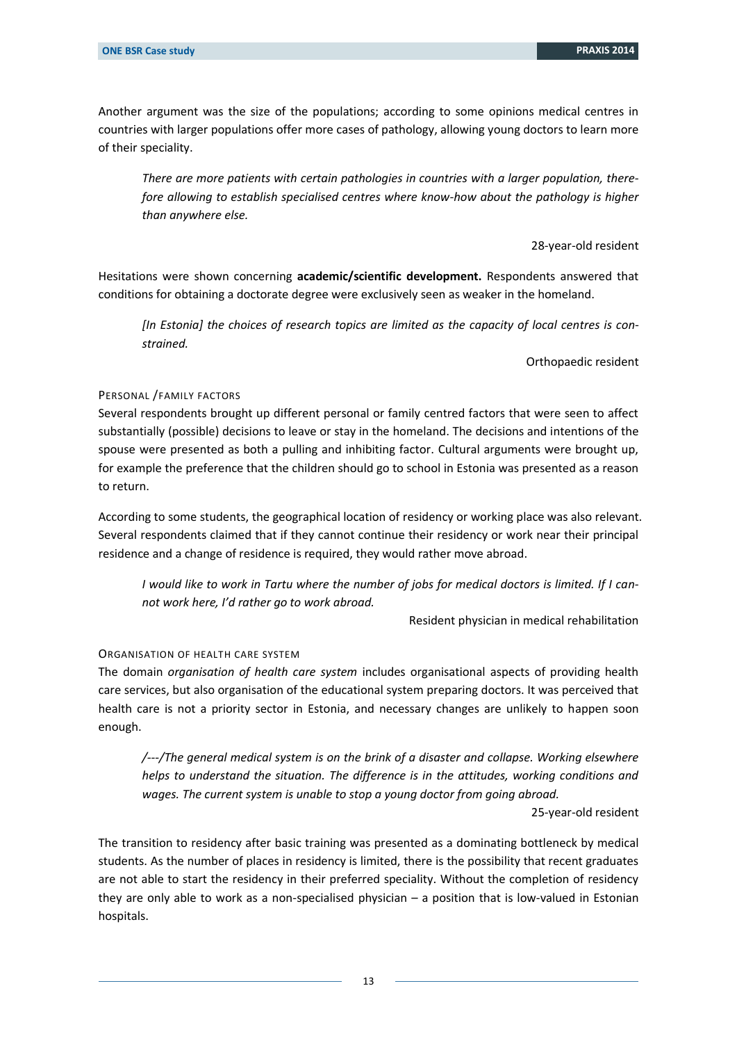Another argument was the size of the populations; according to some opinions medical centres in countries with larger populations offer more cases of pathology, allowing young doctors to learn more of their speciality.

> *There are more patients with certain pathologies in countries with a larger population, therefore allowing to establish specialised centres where know-how about the pathology is higher than anywhere else.*
>
> 28-year-old resident

Hesitations were shown concerning **academic/scientific development.** Respondents answered that conditions for obtaining a doctorate degree were exclusively seen as weaker in the homeland.

> *[In Estonia] the choices of research topics are limited as the capacity of local centres is constrained.*
>
> Orthopaedic resident

#### PERSONAL /FAMILY FACTORS

Several respondents brought up different personal or family centred factors that were seen to affect substantially (possible) decisions to leave or stay in the homeland. The decisions and intentions of the spouse were presented as both a pulling and inhibiting factor. Cultural arguments were brought up, for example the preference that the children should go to school in Estonia was presented as a reason to return.

According to some students, the geographical location of residency or working place was also relevant. Several respondents claimed that if they cannot continue their residency or work near their principal residence and a change of residence is required, they would rather move abroad.

> *I would like to work in Tartu where the number of jobs for medical doctors is limited. If I cannot work here, I'd rather go to work abroad.*
>
> Resident physician in medical rehabilitation

#### ORGANISATION OF HEALTH CARE SYSTEM

The domain *organisation of health care system* includes organisational aspects of providing health care services, but also organisation of the educational system preparing doctors. It was perceived that health care is not a priority sector in Estonia, and necessary changes are unlikely to happen soon enough.

> */---/The general medical system is on the brink of a disaster and collapse. Working elsewhere helps to understand the situation. The difference is in the attitudes, working conditions and wages. The current system is unable to stop a young doctor from going abroad.*
>
> 25-year-old resident

The transition to residency after basic training was presented as a dominating bottleneck by medical students. As the number of places in residency is limited, there is the possibility that recent graduates are not able to start the residency in their preferred speciality. Without the completion of residency they are only able to work as a non-specialised physician – a position that is low-valued in Estonian hospitals.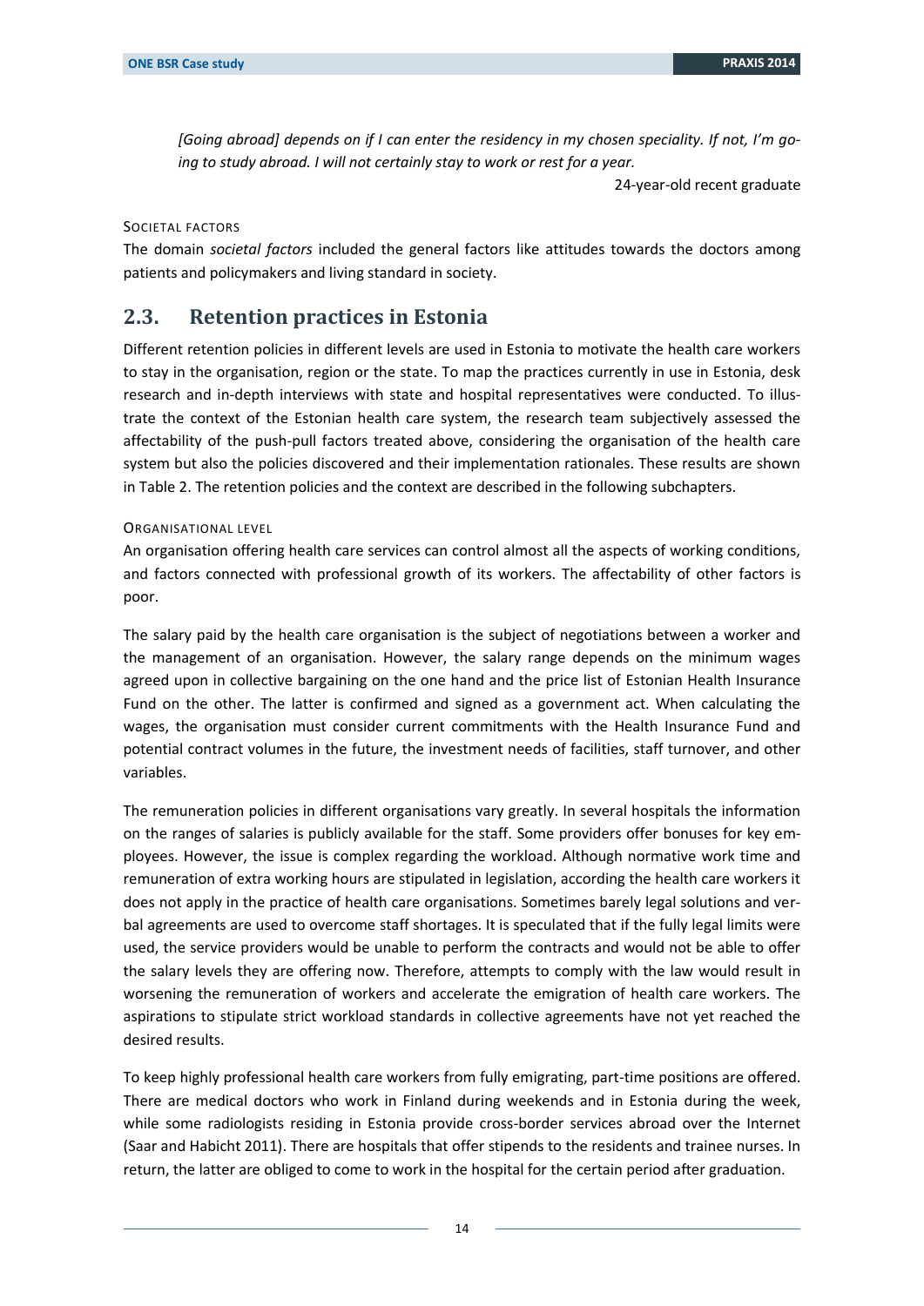*[Going abroad] depends on if I can enter the residency in my chosen speciality. If not, I'm going to study abroad. I will not certainly stay to work or rest for a year.*

24-year-old recent graduate

#### Societal factors

The domain *societal factors* included the general factors like attitudes towards the doctors among patients and policymakers and living standard in society.

## 2.3. Retention practices in Estonia

Different retention policies in different levels are used in Estonia to motivate the health care workers to stay in the organisation, region or the state. To map the practices currently in use in Estonia, desk research and in-depth interviews with state and hospital representatives were conducted. To illustrate the context of the Estonian health care system, the research team subjectively assessed the affectability of the push-pull factors treated above, considering the organisation of the health care system but also the policies discovered and their implementation rationales. These results are shown in Table 2. The retention policies and the context are described in the following subchapters.

#### Organisational level

An organisation offering health care services can control almost all the aspects of working conditions, and factors connected with professional growth of its workers. The affectability of other factors is poor.

The salary paid by the health care organisation is the subject of negotiations between a worker and the management of an organisation. However, the salary range depends on the minimum wages agreed upon in collective bargaining on the one hand and the price list of Estonian Health Insurance Fund on the other. The latter is confirmed and signed as a government act. When calculating the wages, the organisation must consider current commitments with the Health Insurance Fund and potential contract volumes in the future, the investment needs of facilities, staff turnover, and other variables.

The remuneration policies in different organisations vary greatly. In several hospitals the information on the ranges of salaries is publicly available for the staff. Some providers offer bonuses for key employees. However, the issue is complex regarding the workload. Although normative work time and remuneration of extra working hours are stipulated in legislation, according the health care workers it does not apply in the practice of health care organisations. Sometimes barely legal solutions and verbal agreements are used to overcome staff shortages. It is speculated that if the fully legal limits were used, the service providers would be unable to perform the contracts and would not be able to offer the salary levels they are offering now. Therefore, attempts to comply with the law would result in worsening the remuneration of workers and accelerate the emigration of health care workers. The aspirations to stipulate strict workload standards in collective agreements have not yet reached the desired results.

To keep highly professional health care workers from fully emigrating, part-time positions are offered. There are medical doctors who work in Finland during weekends and in Estonia during the week, while some radiologists residing in Estonia provide cross-border services abroad over the Internet (Saar and Habicht 2011). There are hospitals that offer stipends to the residents and trainee nurses. In return, the latter are obliged to come to work in the hospital for the certain period after graduation.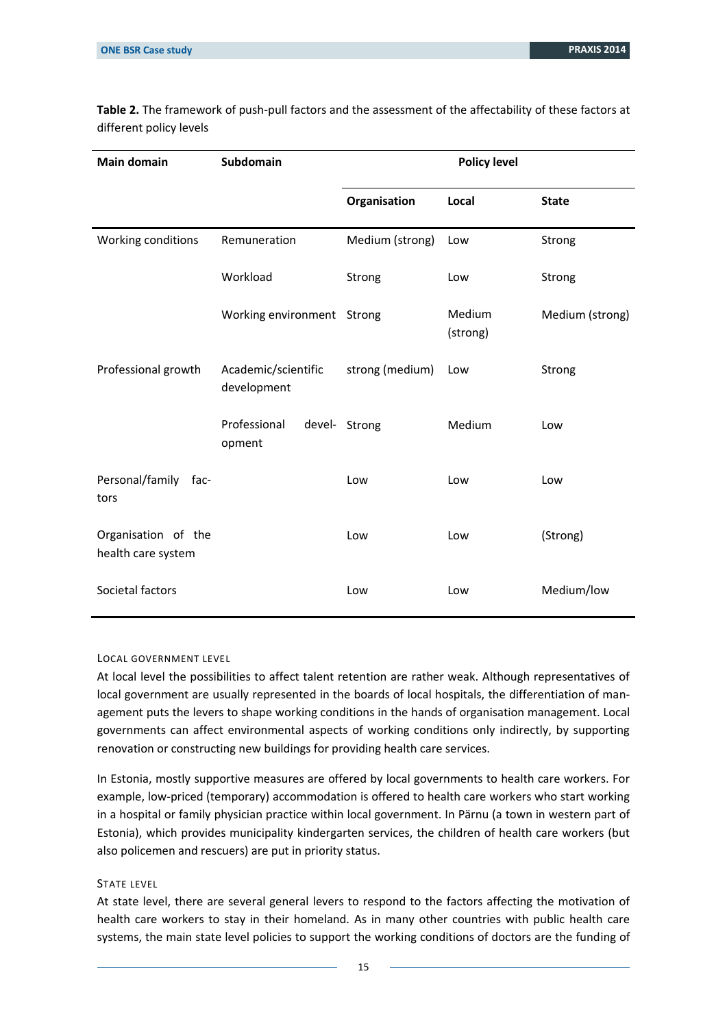**Table 2.** The framework of push-pull factors and the assessment of the affectability of these factors at different policy levels

| Main domain | Subdomain | Policy level | | |
|---|---|---|---|---|
| | | Organisation | Local | State |
| Working conditions | Remuneration | Medium (strong) | Low | Strong |
| | Workload | Strong | Low | Strong |
| | Working environment | Strong | Medium (strong) | Medium (strong) |
| Professional growth | Academic/scientific development | strong (medium) | Low | Strong |
| | Professional development | Strong | Medium | Low |
| Personal/family factors | | Low | Low | Low |
| Organisation of the health care system | | Low | Low | (Strong) |
| Societal factors | | Low | Low | Medium/low |

#### LOCAL GOVERNMENT LEVEL

At local level the possibilities to affect talent retention are rather weak. Although representatives of local government are usually represented in the boards of local hospitals, the differentiation of management puts the levers to shape working conditions in the hands of organisation management. Local governments can affect environmental aspects of working conditions only indirectly, by supporting renovation or constructing new buildings for providing health care services.

In Estonia, mostly supportive measures are offered by local governments to health care workers. For example, low-priced (temporary) accommodation is offered to health care workers who start working in a hospital or family physician practice within local government. In Pärnu (a town in western part of Estonia), which provides municipality kindergarten services, the children of health care workers (but also policemen and rescuers) are put in priority status.

#### STATE LEVEL

At state level, there are several general levers to respond to the factors affecting the motivation of health care workers to stay in their homeland. As in many other countries with public health care systems, the main state level policies to support the working conditions of doctors are the funding of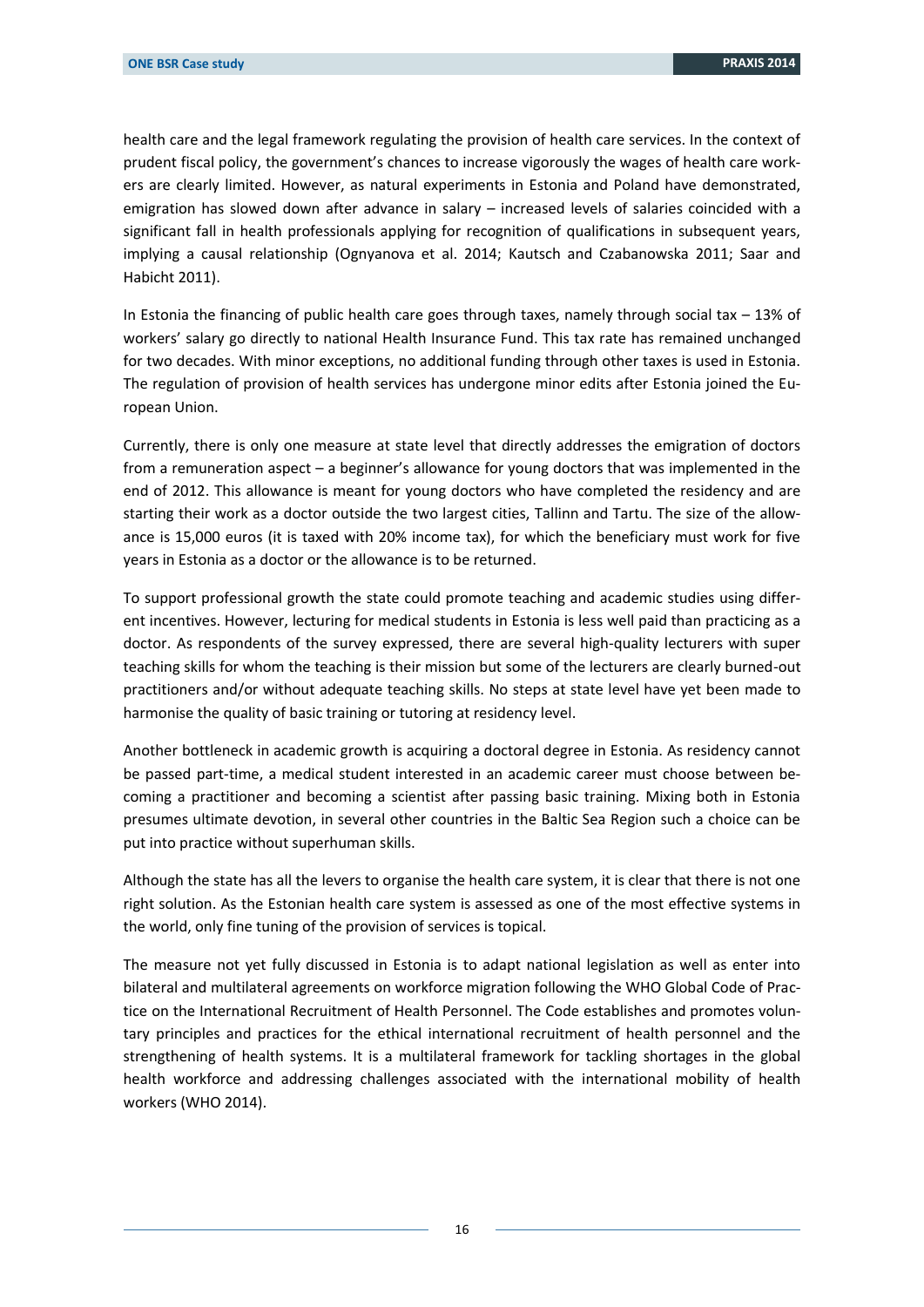health care and the legal framework regulating the provision of health care services. In the context of prudent fiscal policy, the government's chances to increase vigorously the wages of health care workers are clearly limited. However, as natural experiments in Estonia and Poland have demonstrated, emigration has slowed down after advance in salary – increased levels of salaries coincided with a significant fall in health professionals applying for recognition of qualifications in subsequent years, implying a causal relationship (Ognyanova et al. 2014; Kautsch and Czabanowska 2011; Saar and Habicht 2011).

In Estonia the financing of public health care goes through taxes, namely through social tax – 13% of workers' salary go directly to national Health Insurance Fund. This tax rate has remained unchanged for two decades. With minor exceptions, no additional funding through other taxes is used in Estonia. The regulation of provision of health services has undergone minor edits after Estonia joined the European Union.

Currently, there is only one measure at state level that directly addresses the emigration of doctors from a remuneration aspect – a beginner's allowance for young doctors that was implemented in the end of 2012. This allowance is meant for young doctors who have completed the residency and are starting their work as a doctor outside the two largest cities, Tallinn and Tartu. The size of the allowance is 15,000 euros (it is taxed with 20% income tax), for which the beneficiary must work for five years in Estonia as a doctor or the allowance is to be returned.

To support professional growth the state could promote teaching and academic studies using different incentives. However, lecturing for medical students in Estonia is less well paid than practicing as a doctor. As respondents of the survey expressed, there are several high-quality lecturers with super teaching skills for whom the teaching is their mission but some of the lecturers are clearly burned-out practitioners and/or without adequate teaching skills. No steps at state level have yet been made to harmonise the quality of basic training or tutoring at residency level.

Another bottleneck in academic growth is acquiring a doctoral degree in Estonia. As residency cannot be passed part-time, a medical student interested in an academic career must choose between becoming a practitioner and becoming a scientist after passing basic training. Mixing both in Estonia presumes ultimate devotion, in several other countries in the Baltic Sea Region such a choice can be put into practice without superhuman skills.

Although the state has all the levers to organise the health care system, it is clear that there is not one right solution. As the Estonian health care system is assessed as one of the most effective systems in the world, only fine tuning of the provision of services is topical.

The measure not yet fully discussed in Estonia is to adapt national legislation as well as enter into bilateral and multilateral agreements on workforce migration following the WHO Global Code of Practice on the International Recruitment of Health Personnel. The Code establishes and promotes voluntary principles and practices for the ethical international recruitment of health personnel and the strengthening of health systems. It is a multilateral framework for tackling shortages in the global health workforce and addressing challenges associated with the international mobility of health workers (WHO 2014).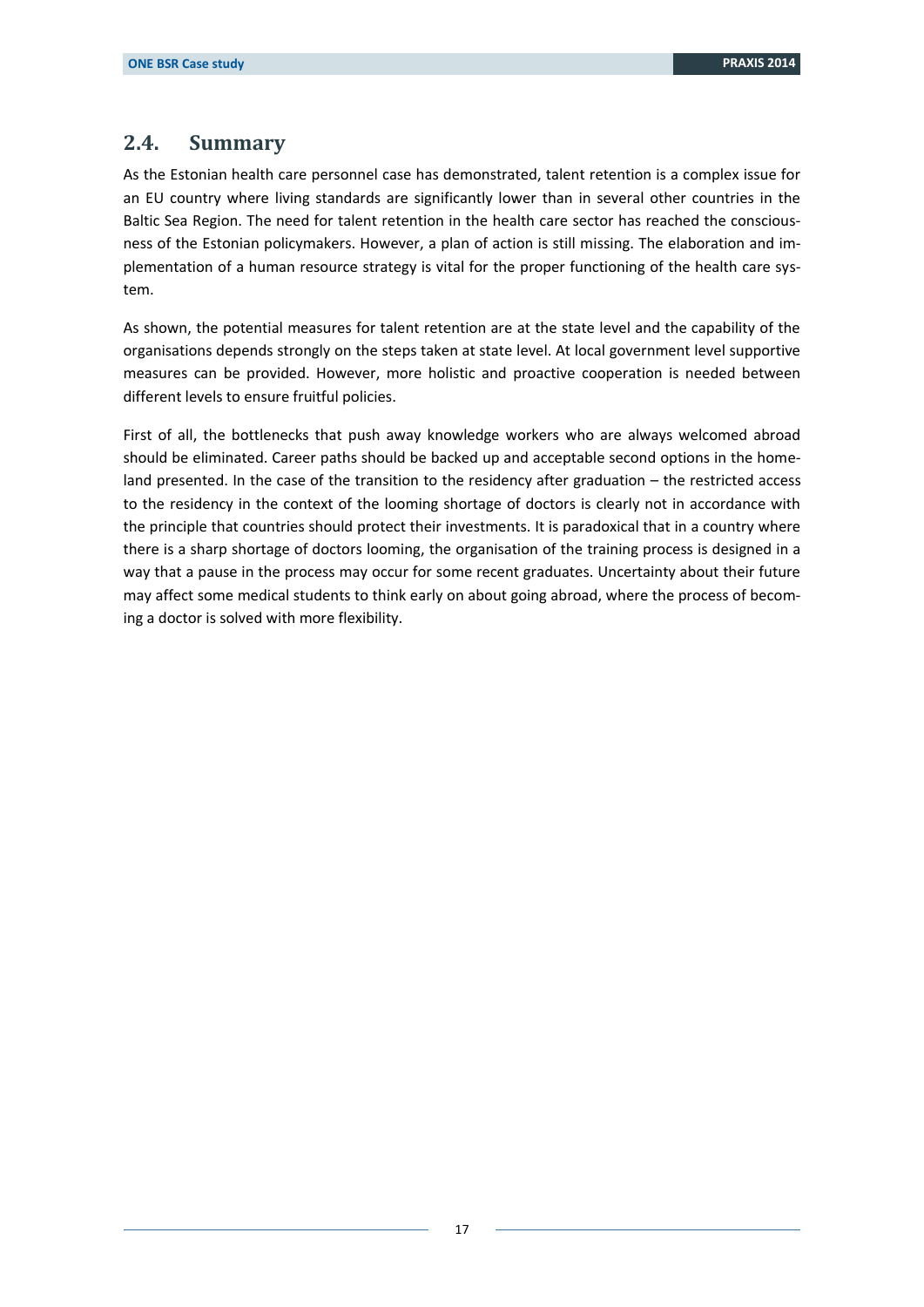## 2.4. Summary

As the Estonian health care personnel case has demonstrated, talent retention is a complex issue for an EU country where living standards are significantly lower than in several other countries in the Baltic Sea Region. The need for talent retention in the health care sector has reached the consciousness of the Estonian policymakers. However, a plan of action is still missing. The elaboration and implementation of a human resource strategy is vital for the proper functioning of the health care system.

As shown, the potential measures for talent retention are at the state level and the capability of the organisations depends strongly on the steps taken at state level. At local government level supportive measures can be provided. However, more holistic and proactive cooperation is needed between different levels to ensure fruitful policies.

First of all, the bottlenecks that push away knowledge workers who are always welcomed abroad should be eliminated. Career paths should be backed up and acceptable second options in the homeland presented. In the case of the transition to the residency after graduation – the restricted access to the residency in the context of the looming shortage of doctors is clearly not in accordance with the principle that countries should protect their investments. It is paradoxical that in a country where there is a sharp shortage of doctors looming, the organisation of the training process is designed in a way that a pause in the process may occur for some recent graduates. Uncertainty about their future may affect some medical students to think early on about going abroad, where the process of becoming a doctor is solved with more flexibility.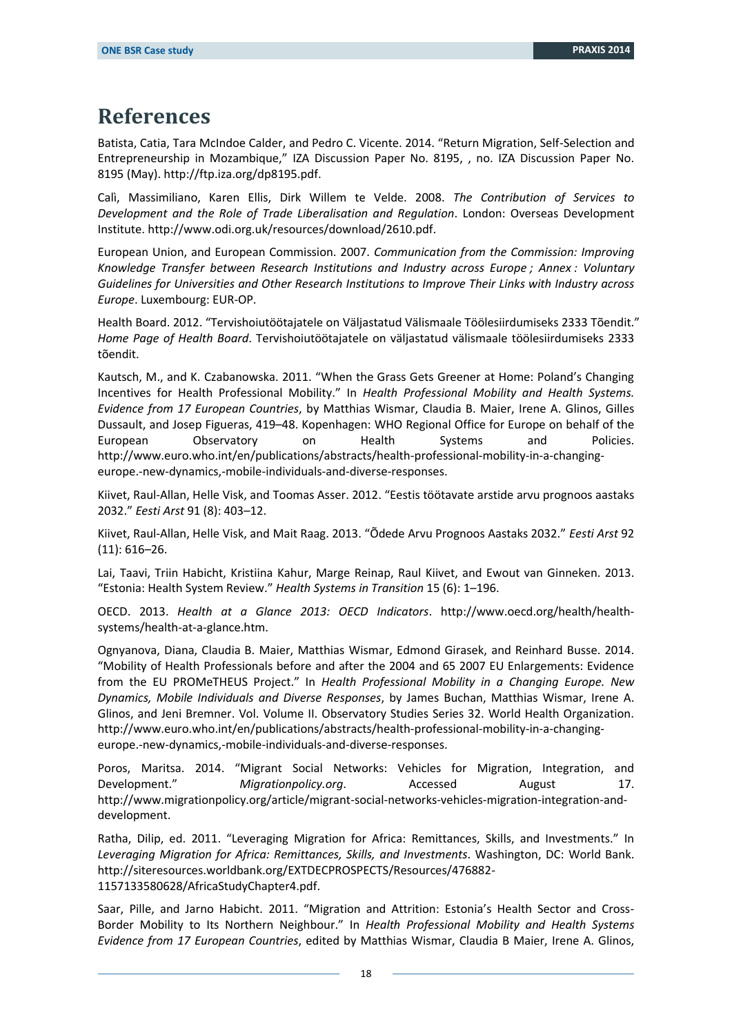# References

Batista, Catia, Tara McIndoe Calder, and Pedro C. Vicente. 2014. "Return Migration, Self-Selection and Entrepreneurship in Mozambique," IZA Discussion Paper No. 8195, , no. IZA Discussion Paper No. 8195 (May). http://ftp.iza.org/dp8195.pdf.

Calì, Massimiliano, Karen Ellis, Dirk Willem te Velde. 2008. *The Contribution of Services to Development and the Role of Trade Liberalisation and Regulation*. London: Overseas Development Institute. http://www.odi.org.uk/resources/download/2610.pdf.

European Union, and European Commission. 2007. *Communication from the Commission: Improving Knowledge Transfer between Research Institutions and Industry across Europe ; Annex : Voluntary Guidelines for Universities and Other Research Institutions to Improve Their Links with Industry across Europe*. Luxembourg: EUR-OP.

Health Board. 2012. "Tervishoiutöötajatele on Väljastatud Välismaale Töölesiirdumiseks 2333 Tõendit." *Home Page of Health Board*. Tervishoiutöötajatele on väljastatud välismaale töölesiirdumiseks 2333 tõendit.

Kautsch, M., and K. Czabanowska. 2011. "When the Grass Gets Greener at Home: Poland's Changing Incentives for Health Professional Mobility." In *Health Professional Mobility and Health Systems. Evidence from 17 European Countries*, by Matthias Wismar, Claudia B. Maier, Irene A. Glinos, Gilles Dussault, and Josep Figueras, 419–48. Kopenhagen: WHO Regional Office for Europe on behalf of the European Observatory on Health Systems and Policies. http://www.euro.who.int/en/publications/abstracts/health-professional-mobility-in-a-changing-europe.-new-dynamics,-mobile-individuals-and-diverse-responses.

Kiivet, Raul-Allan, Helle Visk, and Toomas Asser. 2012. "Eestis töötavate arstide arvu prognoos aastaks 2032." *Eesti Arst* 91 (8): 403–12.

Kiivet, Raul-Allan, Helle Visk, and Mait Raag. 2013. "Õdede Arvu Prognoos Aastaks 2032." *Eesti Arst* 92 (11): 616–26.

Lai, Taavi, Triin Habicht, Kristiina Kahur, Marge Reinap, Raul Kiivet, and Ewout van Ginneken. 2013. "Estonia: Health System Review." *Health Systems in Transition* 15 (6): 1–196.

OECD. 2013. *Health at a Glance 2013: OECD Indicators*. http://www.oecd.org/health/health-systems/health-at-a-glance.htm.

Ognyanova, Diana, Claudia B. Maier, Matthias Wismar, Edmond Girasek, and Reinhard Busse. 2014. "Mobility of Health Professionals before and after the 2004 and 65 2007 EU Enlargements: Evidence from the EU PROMeTHEUS Project." In *Health Professional Mobility in a Changing Europe. New Dynamics, Mobile Individuals and Diverse Responses*, by James Buchan, Matthias Wismar, Irene A. Glinos, and Jeni Bremner. Vol. Volume II. Observatory Studies Series 32. World Health Organization. http://www.euro.who.int/en/publications/abstracts/health-professional-mobility-in-a-changing-europe.-new-dynamics,-mobile-individuals-and-diverse-responses.

Poros, Maritsa. 2014. "Migrant Social Networks: Vehicles for Migration, Integration, and Development." *Migrationpolicy.org*. Accessed August 17. http://www.migrationpolicy.org/article/migrant-social-networks-vehicles-migration-integration-and-development.

Ratha, Dilip, ed. 2011. "Leveraging Migration for Africa: Remittances, Skills, and Investments." In *Leveraging Migration for Africa: Remittances, Skills, and Investments*. Washington, DC: World Bank. http://siteresources.worldbank.org/EXTDECPROSPECTS/Resources/476882-1157133580628/AfricaStudyChapter4.pdf.

Saar, Pille, and Jarno Habicht. 2011. "Migration and Attrition: Estonia's Health Sector and Cross-Border Mobility to Its Northern Neighbour." In *Health Professional Mobility and Health Systems Evidence from 17 European Countries*, edited by Matthias Wismar, Claudia B Maier, Irene A. Glinos,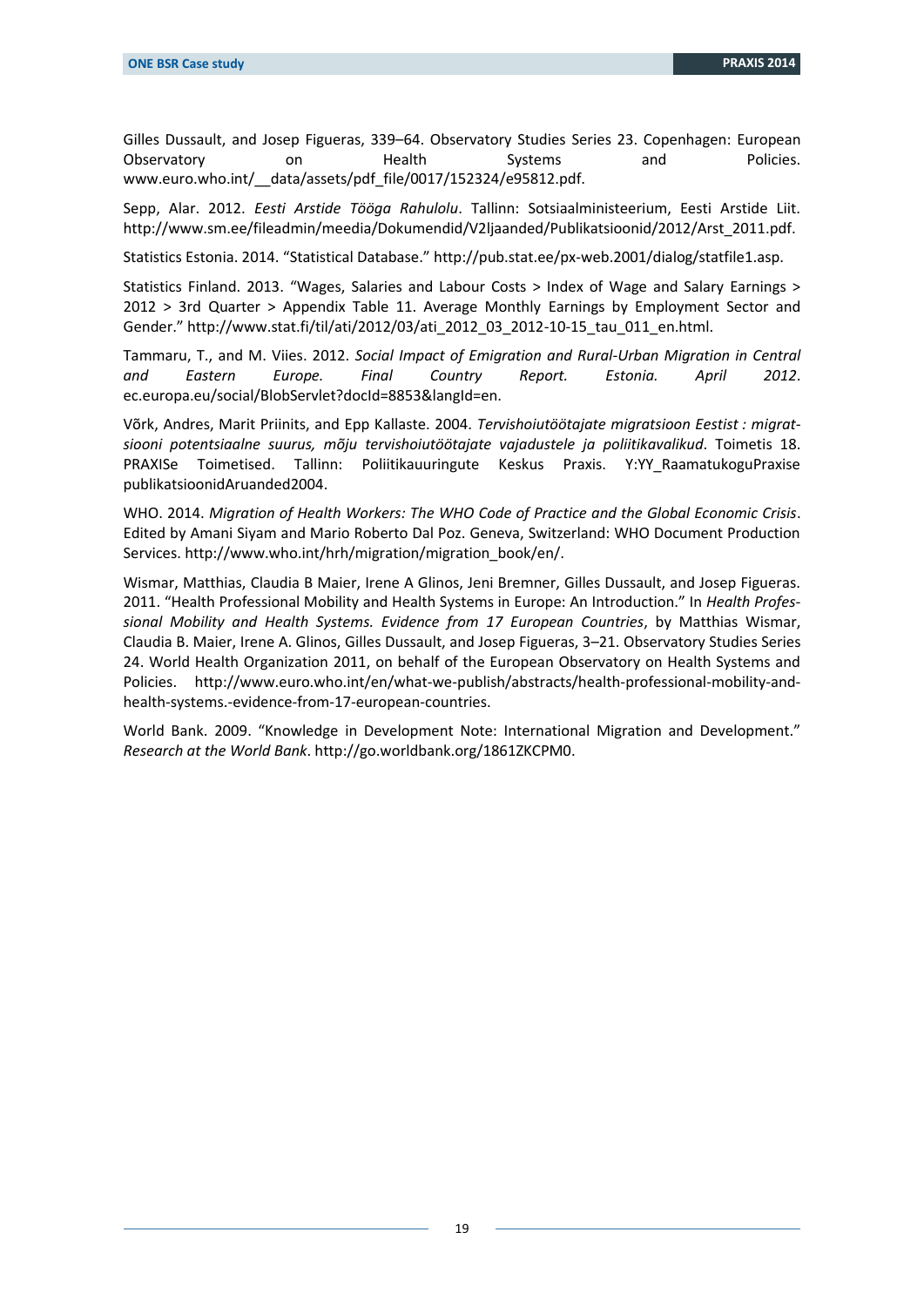Gilles Dussault, and Josep Figueras, 339–64. Observatory Studies Series 23. Copenhagen: European Observatory on Health Systems and Policies. www.euro.who.int/__data/assets/pdf_file/0017/152324/e95812.pdf.

Sepp, Alar. 2012. *Eesti Arstide Tööga Rahulolu*. Tallinn: Sotsiaalministeerium, Eesti Arstide Liit. http://www.sm.ee/fileadmin/meedia/Dokumendid/V2ljaanded/Publikatsioonid/2012/Arst_2011.pdf.

Statistics Estonia. 2014. "Statistical Database." http://pub.stat.ee/px-web.2001/dialog/statfile1.asp.

Statistics Finland. 2013. "Wages, Salaries and Labour Costs > Index of Wage and Salary Earnings > 2012 > 3rd Quarter > Appendix Table 11. Average Monthly Earnings by Employment Sector and Gender." http://www.stat.fi/til/ati/2012/03/ati_2012_03_2012-10-15_tau_011_en.html.

Tammaru, T., and M. Viies. 2012. *Social Impact of Emigration and Rural-Urban Migration in Central and Eastern Europe. Final Country Report. Estonia. April 2012*. ec.europa.eu/social/BlobServlet?docId=8853&langId=en.

Võrk, Andres, Marit Priinits, and Epp Kallaste. 2004. *Tervishoiutöötajate migratsioon Eestist : migratsiooni potentsiaalne suurus, mõju tervishoiutöötajate vajadustele ja poliitikavalikud*. Toimetis 18. PRAXISe Toimetised. Tallinn: Poliitikauuringute Keskus Praxis. Y:YY_RaamatukoguPraxise publikatsioonidAruanded2004.

WHO. 2014. *Migration of Health Workers: The WHO Code of Practice and the Global Economic Crisis*. Edited by Amani Siyam and Mario Roberto Dal Poz. Geneva, Switzerland: WHO Document Production Services. http://www.who.int/hrh/migration/migration_book/en/.

Wismar, Matthias, Claudia B Maier, Irene A Glinos, Jeni Bremner, Gilles Dussault, and Josep Figueras. 2011. "Health Professional Mobility and Health Systems in Europe: An Introduction." In *Health Professional Mobility and Health Systems. Evidence from 17 European Countries*, by Matthias Wismar, Claudia B. Maier, Irene A. Glinos, Gilles Dussault, and Josep Figueras, 3–21. Observatory Studies Series 24. World Health Organization 2011, on behalf of the European Observatory on Health Systems and Policies. http://www.euro.who.int/en/what-we-publish/abstracts/health-professional-mobility-and-health-systems.-evidence-from-17-european-countries.

World Bank. 2009. "Knowledge in Development Note: International Migration and Development." *Research at the World Bank*. http://go.worldbank.org/1861ZKCPM0.